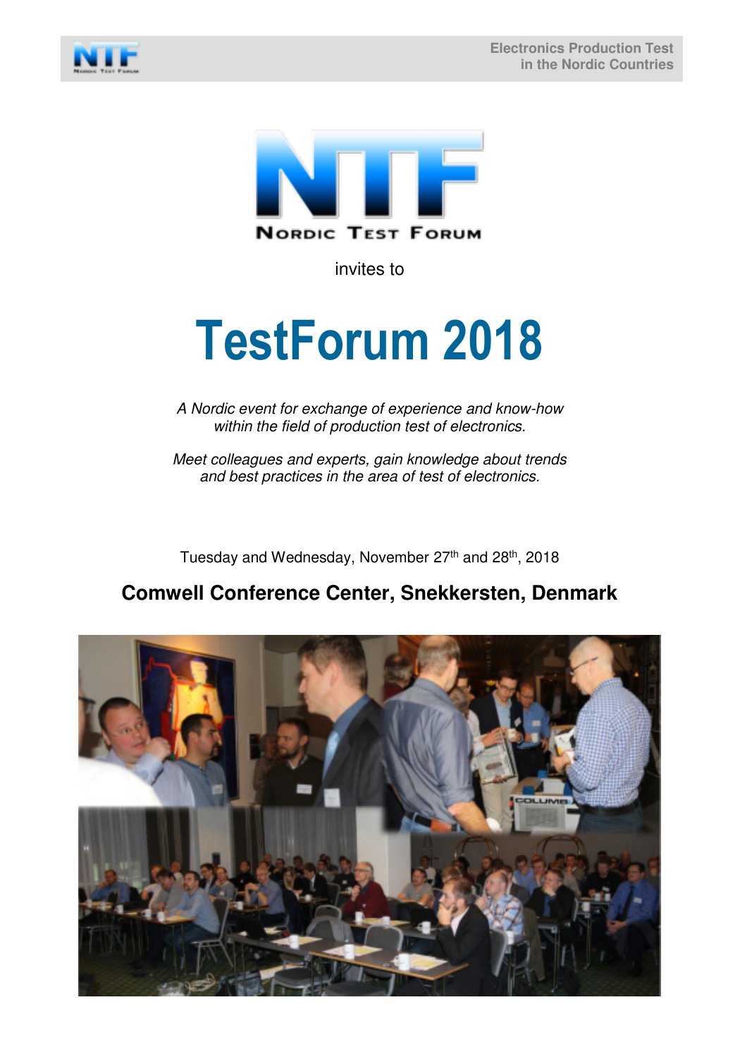Nordic Test Forum

invites to

# TestForum 2018

*A Nordic event for exchange of experience and know-how within the field of production test of electronics.*

*Meet colleagues and experts, gain knowledge about trends and best practices in the area of test of electronics.*

Tuesday and Wednesday, November 27th and 28th, 2018

**Comwell Conference Center, Snekkersten, Denmark**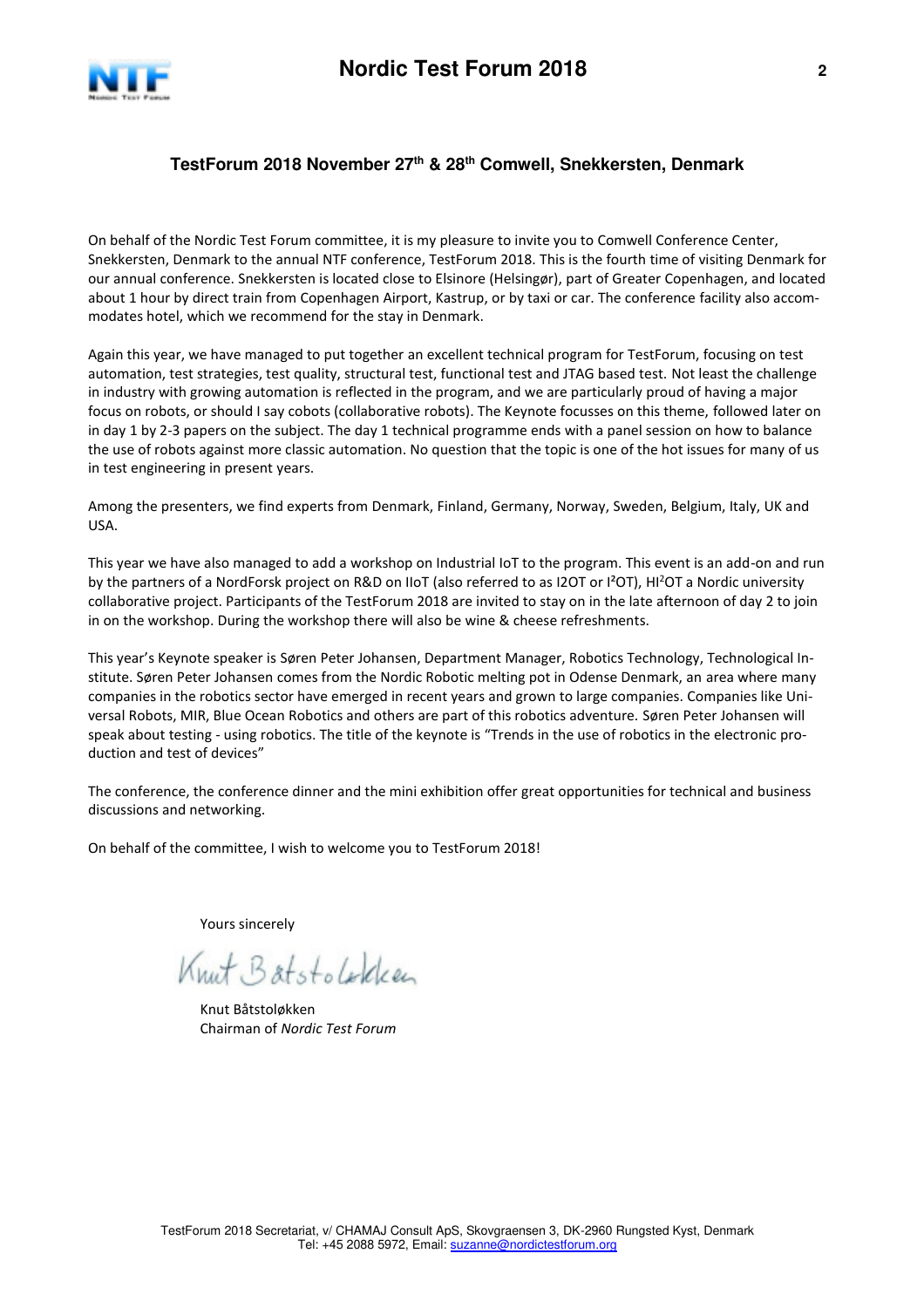## TestForum 2018 November 27th & 28th Comwell, Snekkersten, Denmark

On behalf of the Nordic Test Forum committee, it is my pleasure to invite you to Comwell Conference Center, Snekkersten, Denmark to the annual NTF conference, TestForum 2018. This is the fourth time of visiting Denmark for our annual conference. Snekkersten is located close to Elsinore (Helsingør), part of Greater Copenhagen, and located about 1 hour by direct train from Copenhagen Airport, Kastrup, or by taxi or car. The conference facility also accommodates hotel, which we recommend for the stay in Denmark.

Again this year, we have managed to put together an excellent technical program for TestForum, focusing on test automation, test strategies, test quality, structural test, functional test and JTAG based test. Not least the challenge in industry with growing automation is reflected in the program, and we are particularly proud of having a major focus on robots, or should I say cobots (collaborative robots). The Keynote focusses on this theme, followed later on in day 1 by 2-3 papers on the subject. The day 1 technical programme ends with a panel session on how to balance the use of robots against more classic automation. No question that the topic is one of the hot issues for many of us in test engineering in present years.

Among the presenters, we find experts from Denmark, Finland, Germany, Norway, Sweden, Belgium, Italy, UK and USA.

This year we have also managed to add a workshop on Industrial IoT to the program. This event is an add-on and run by the partners of a NordForsk project on R&D on IIoT (also referred to as I2OT or I²OT), HI²OT a Nordic university collaborative project. Participants of the TestForum 2018 are invited to stay on in the late afternoon of day 2 to join in on the workshop. During the workshop there will also be wine & cheese refreshments.

This year's Keynote speaker is Søren Peter Johansen, Department Manager, Robotics Technology, Technological Institute. Søren Peter Johansen comes from the Nordic Robotic melting pot in Odense Denmark, an area where many companies in the robotics sector have emerged in recent years and grown to large companies. Companies like Universal Robots, MIR, Blue Ocean Robotics and others are part of this robotics adventure. Søren Peter Johansen will speak about testing - using robotics. The title of the keynote is "Trends in the use of robotics in the electronic production and test of devices"

The conference, the conference dinner and the mini exhibition offer great opportunities for technical and business discussions and networking.

On behalf of the committee, I wish to welcome you to TestForum 2018!

Yours sincerely

Knut Båtstoløkken

Knut Båtstoløkken
Chairman of *Nordic Test Forum*

TestForum 2018 Secretariat, v/ CHAMAJ Consult ApS, Skovgraensen 3, DK-2960 Rungsted Kyst, Denmark
Tel: +45 2088 5972, Email: suzanne@nordictestforum.org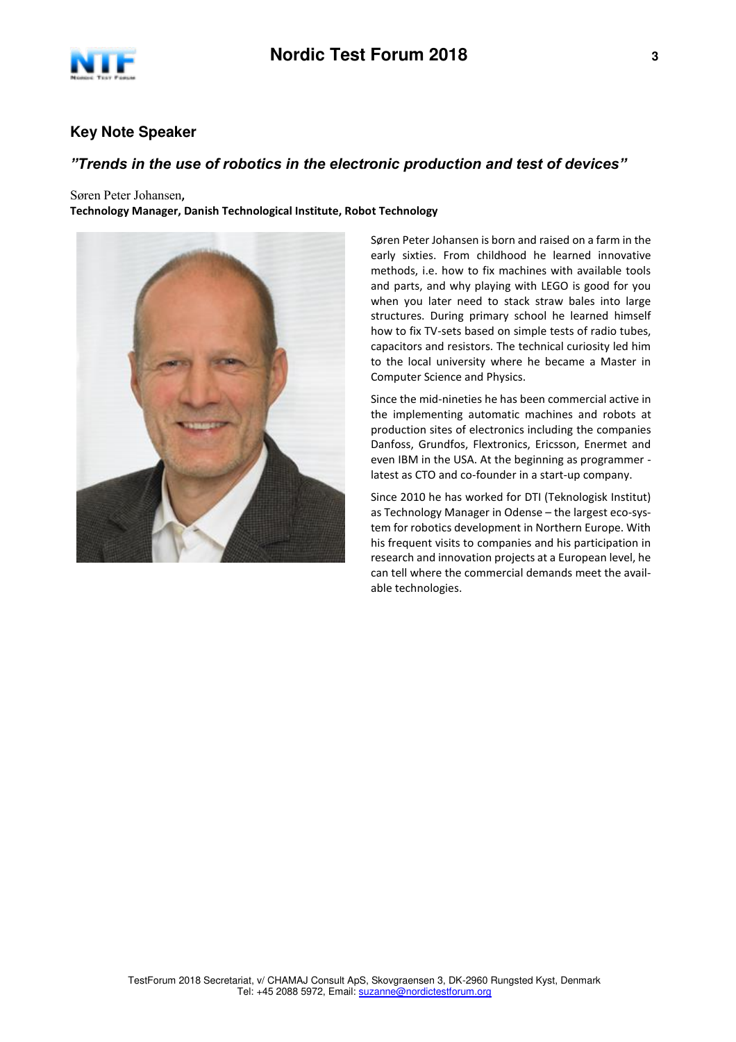## Key Note Speaker

### *"Trends in the use of robotics in the electronic production and test of devices"*

Søren Peter Johansen,
**Technology Manager, Danish Technological Institute, Robot Technology**

Søren Peter Johansen is born and raised on a farm in the early sixties. From childhood he learned innovative methods, i.e. how to fix machines with available tools and parts, and why playing with LEGO is good for you when you later need to stack straw bales into large structures. During primary school he learned himself how to fix TV-sets based on simple tests of radio tubes, capacitors and resistors. The technical curiosity led him to the local university where he became a Master in Computer Science and Physics.

Since the mid-nineties he has been commercial active in the implementing automatic machines and robots at production sites of electronics including the companies Danfoss, Grundfos, Flextronics, Ericsson, Enermet and even IBM in the USA. At the beginning as programmer - latest as CTO and co-founder in a start-up company.

Since 2010 he has worked for DTI (Teknologisk Institut) as Technology Manager in Odense – the largest eco-system for robotics development in Northern Europe. With his frequent visits to companies and his participation in research and innovation projects at a European level, he can tell where the commercial demands meet the available technologies.

TestForum 2018 Secretariat, v/ CHAMAJ Consult ApS, Skovgraensen 3, DK-2960 Rungsted Kyst, Denmark
Tel: +45 2088 5972, Email: suzanne@nordictestforum.org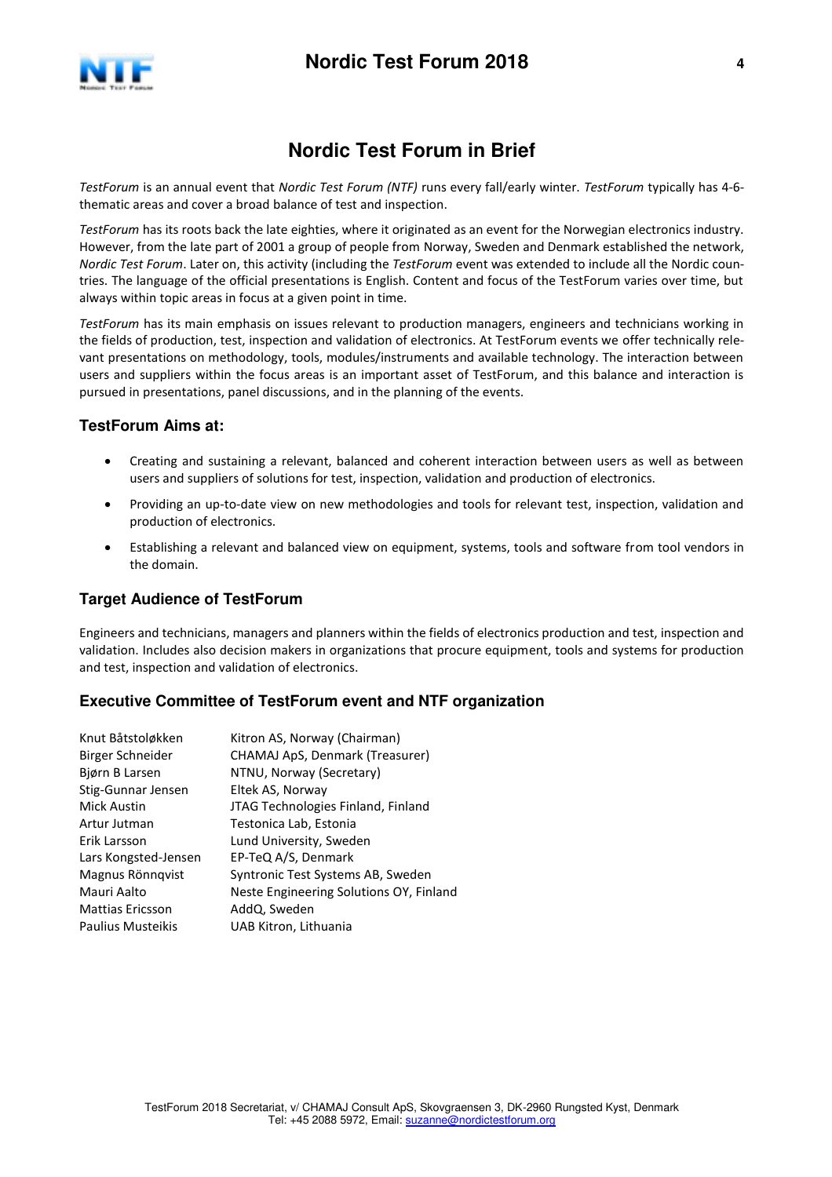# Nordic Test Forum in Brief

*TestForum* is an annual event that *Nordic Test Forum (NTF)* runs every fall/early winter. *TestForum* typically has 4-6-thematic areas and cover a broad balance of test and inspection.

*TestForum* has its roots back the late eighties, where it originated as an event for the Norwegian electronics industry. However, from the late part of 2001 a group of people from Norway, Sweden and Denmark established the network, *Nordic Test Forum*. Later on, this activity (including the *TestForum* event was extended to include all the Nordic countries. The language of the official presentations is English. Content and focus of the TestForum varies over time, but always within topic areas in focus at a given point in time.

*TestForum* has its main emphasis on issues relevant to production managers, engineers and technicians working in the fields of production, test, inspection and validation of electronics. At TestForum events we offer technically relevant presentations on methodology, tools, modules/instruments and available technology. The interaction between users and suppliers within the focus areas is an important asset of TestForum, and this balance and interaction is pursued in presentations, panel discussions, and in the planning of the events.

## TestForum Aims at:

- Creating and sustaining a relevant, balanced and coherent interaction between users as well as between users and suppliers of solutions for test, inspection, validation and production of electronics.
- Providing an up-to-date view on new methodologies and tools for relevant test, inspection, validation and production of electronics.
- Establishing a relevant and balanced view on equipment, systems, tools and software from tool vendors in the domain.

## Target Audience of TestForum

Engineers and technicians, managers and planners within the fields of electronics production and test, inspection and validation. Includes also decision makers in organizations that procure equipment, tools and systems for production and test, inspection and validation of electronics.

## Executive Committee of TestForum event and NTF organization

| | |
|---|---|
| Knut Båtstoløkken | Kitron AS, Norway (Chairman) |
| Birger Schneider | CHAMAJ ApS, Denmark (Treasurer) |
| Bjørn B Larsen | NTNU, Norway (Secretary) |
| Stig-Gunnar Jensen | Eltek AS, Norway |
| Mick Austin | JTAG Technologies Finland, Finland |
| Artur Jutman | Testonica Lab, Estonia |
| Erik Larsson | Lund University, Sweden |
| Lars Kongsted-Jensen | EP-TeQ A/S, Denmark |
| Magnus Rönnqvist | Syntronic Test Systems AB, Sweden |
| Mauri Aalto | Neste Engineering Solutions OY, Finland |
| Mattias Ericsson | AddQ, Sweden |
| Paulius Musteikis | UAB Kitron, Lithuania |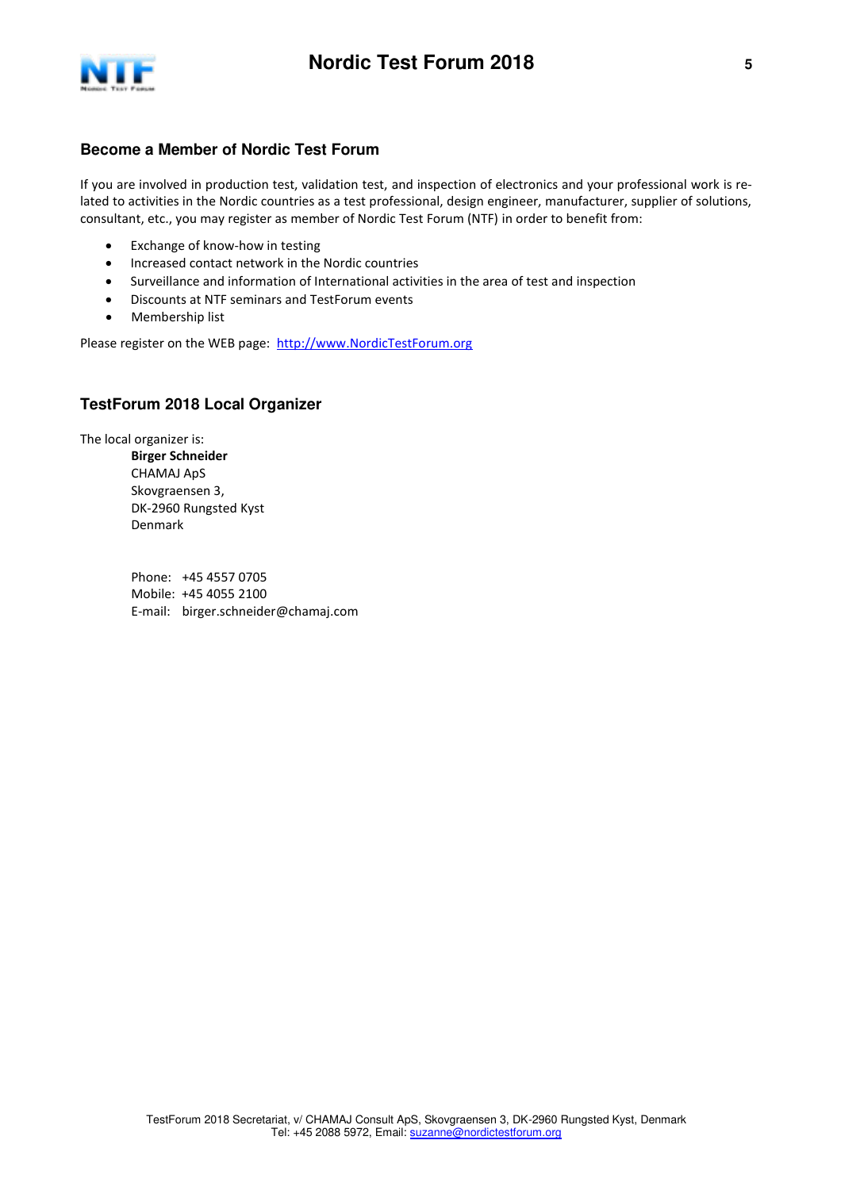## Become a Member of Nordic Test Forum

If you are involved in production test, validation test, and inspection of electronics and your professional work is related to activities in the Nordic countries as a test professional, design engineer, manufacturer, supplier of solutions, consultant, etc., you may register as member of Nordic Test Forum (NTF) in order to benefit from:

- Exchange of know-how in testing
- Increased contact network in the Nordic countries
- Surveillance and information of International activities in the area of test and inspection
- Discounts at NTF seminars and TestForum events
- Membership list

Please register on the WEB page: http://www.NordicTestForum.org

## TestForum 2018 Local Organizer

The local organizer is:

**Birger Schneider**
CHAMAJ ApS
Skovgraensen 3,
DK-2960 Rungsted Kyst
Denmark

Phone: +45 4557 0705
Mobile: +45 4055 2100
E-mail: birger.schneider@chamaj.com

TestForum 2018 Secretariat, v/ CHAMAJ Consult ApS, Skovgraensen 3, DK-2960 Rungsted Kyst, Denmark
Tel: +45 2088 5972, Email: suzanne@nordictestforum.org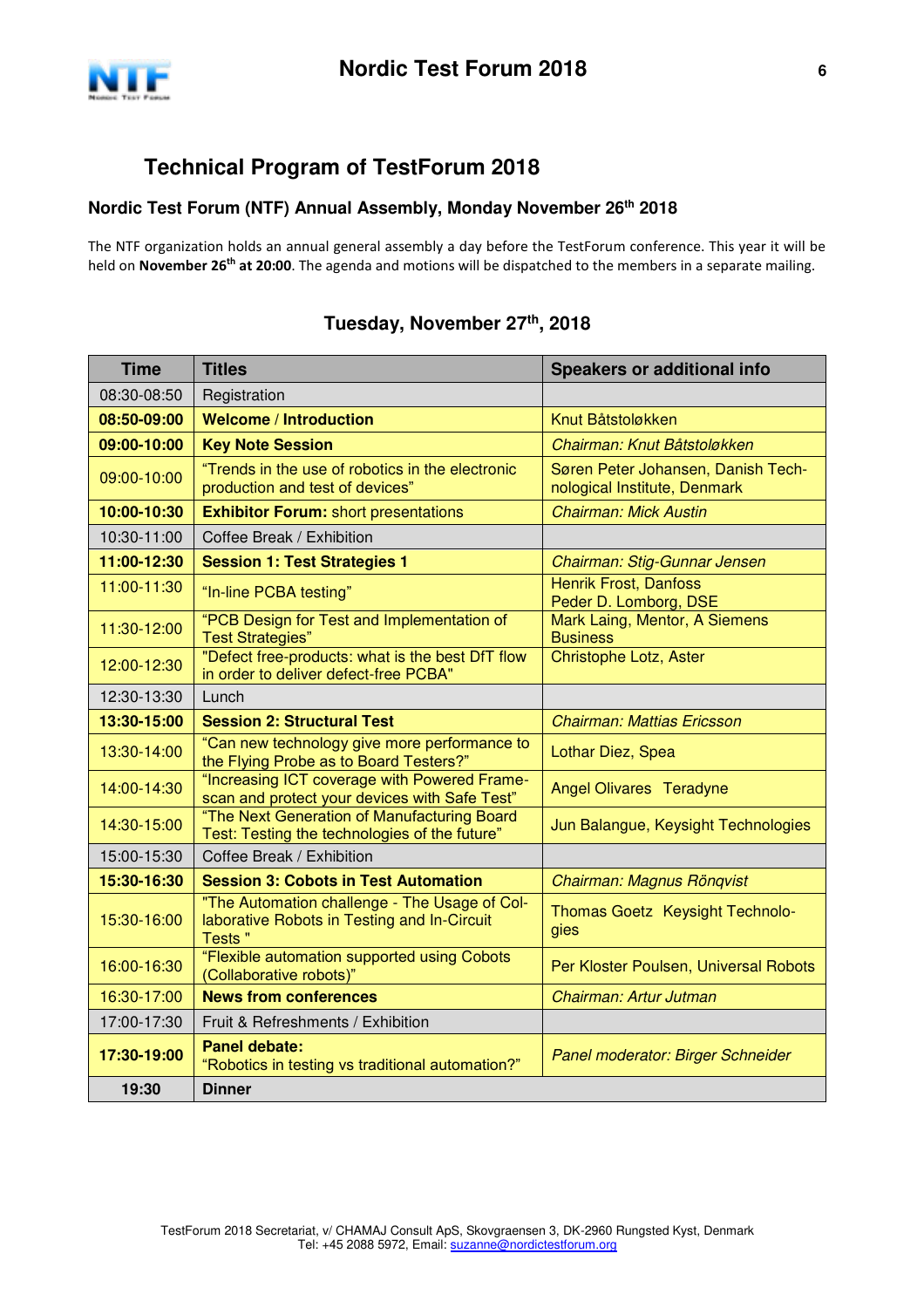# Technical Program of TestForum 2018

## Nordic Test Forum (NTF) Annual Assembly, Monday November 26th 2018

The NTF organization holds an annual general assembly a day before the TestForum conference. This year it will be held on **November 26th at 20:00**. The agenda and motions will be dispatched to the members in a separate mailing.

## Tuesday, November 27th, 2018

| Time | Titles | Speakers or additional info |
|---|---|---|
| 08:30-08:50 | Registration | |
| **08:50-09:00** | **Welcome / Introduction** | Knut Båtstøløkken |
| **09:00-10:00** | **Key Note Session** | *Chairman: Knut Båtstøløkken* |
| 09:00-10:00 | "Trends in the use of robotics in the electronic production and test of devices" | Søren Peter Johansen, Danish Technological Institute, Denmark |
| **10:00-10:30** | **Exhibitor Forum:** short presentations | *Chairman: Mick Austin* |
| 10:30-11:00 | Coffee Break / Exhibition | |
| **11:00-12:30** | **Session 1: Test Strategies 1** | *Chairman: Stig-Gunnar Jensen* |
| 11:00-11:30 | "In-line PCBA testing" | Henrik Frost, Danfoss<br>Peder D. Lomborg, DSE |
| 11:30-12:00 | "PCB Design for Test and Implementation of Test Strategies" | Mark Laing, Mentor, A Siemens Business |
| 12:00-12:30 | "Defect free-products: what is the best DfT flow in order to deliver defect-free PCBA" | Christophe Lotz, Aster |
| 12:30-13:30 | Lunch | |
| **13:30-15:00** | **Session 2: Structural Test** | *Chairman: Mattias Ericsson* |
| 13:30-14:00 | "Can new technology give more performance to the Flying Probe as to Board Testers?" | Lothar Diez, Spea |
| 14:00-14:30 | "Increasing ICT coverage with Powered Frame-scan and protect your devices with Safe Test" | Angel Olivares Teradyne |
| 14:30-15:00 | "The Next Generation of Manufacturing Board Test: Testing the technologies of the future" | Jun Balangue, Keysight Technologies |
| 15:00-15:30 | Coffee Break / Exhibition | |
| **15:30-16:30** | **Session 3: Cobots in Test Automation** | *Chairman: Magnus Rönqvist* |
| 15:30-16:00 | "The Automation challenge - The Usage of Collaborative Robots in Testing and In-Circuit Tests " | Thomas Goetz Keysight Technologies |
| 16:00-16:30 | "Flexible automation supported using Cobots (Collaborative robots)" | Per Kloster Poulsen, Universal Robots |
| **16:30-17:00** | **News from conferences** | *Chairman: Artur Jutman* |
| 17:00-17:30 | Fruit & Refreshments / Exhibition | |
| **17:30-19:00** | **Panel debate:**<br>"Robotics in testing vs traditional automation?" | *Panel moderator: Birger Schneider* |
| **19:30** | **Dinner** | |

TestForum 2018 Secretariat, v/ CHAMAJ Consult ApS, Skovgraensen 3, DK-2960 Rungsted Kyst, Denmark
Tel: +45 2088 5972, Email: suzanne@nordictestforum.org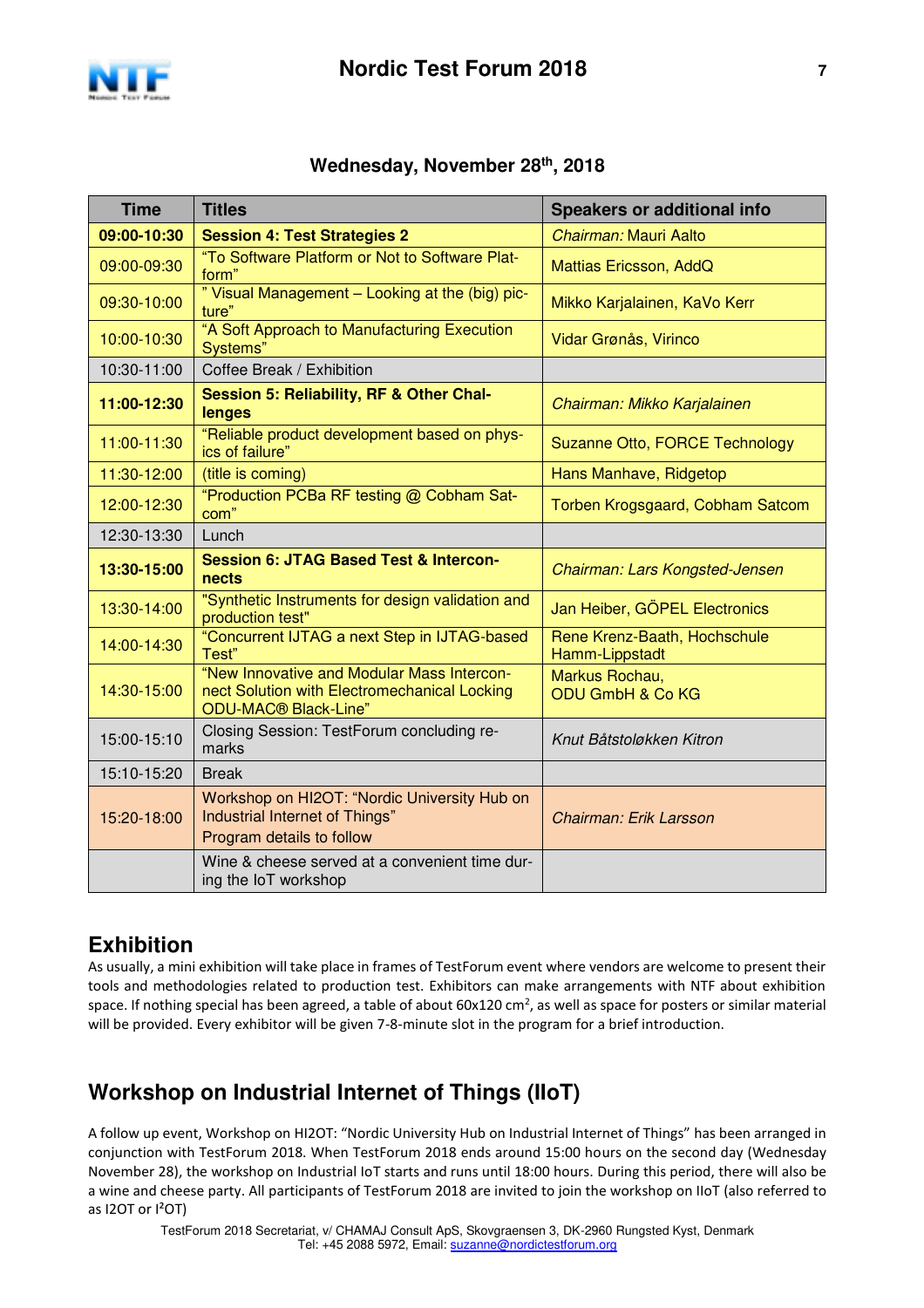### Wednesday, November 28th, 2018

| Time | Titles | Speakers or additional info |
|---|---|---|
| **09:00-10:30** | **Session 4: Test Strategies 2** | *Chairman:* Mauri Aalto |
| 09:00-09:30 | "To Software Platform or Not to Software Platform" | Mattias Ericsson, AddQ |
| 09:30-10:00 | " Visual Management – Looking at the (big) picture" | Mikko Karjalainen, KaVo Kerr |
| 10:00-10:30 | "A Soft Approach to Manufacturing Execution Systems" | Vidar Grønås, Virinco |
| 10:30-11:00 | Coffee Break / Exhibition | |
| **11:00-12:30** | **Session 5: Reliability, RF & Other Challenges** | *Chairman: Mikko Karjalainen* |
| 11:00-11:30 | "Reliable product development based on physics of failure" | Suzanne Otto, FORCE Technology |
| 11:30-12:00 | (title is coming) | Hans Manhave, Ridgetop |
| 12:00-12:30 | "Production PCBa RF testing @ Cobham Satcom" | Torben Krogsgaard, Cobham Satcom |
| 12:30-13:30 | Lunch | |
| **13:30-15:00** | **Session 6: JTAG Based Test & Interconnects** | *Chairman: Lars Kongsted-Jensen* |
| 13:30-14:00 | "Synthetic Instruments for design validation and production test" | Jan Heiber, GÖPEL Electronics |
| 14:00-14:30 | "Concurrent IJTAG a next Step in IJTAG-based Test" | Rene Krenz-Baath, Hochschule Hamm-Lippstadt |
| 14:30-15:00 | "New Innovative and Modular Mass Interconnect Solution with Electromechanical Locking ODU-MAC® Black-Line" | Markus Rochau, ODU GmbH & Co KG |
| 15:00-15:10 | Closing Session: TestForum concluding remarks | *Knut Båtstoløkken Kitron* |
| 15:10-15:20 | Break | |
| 15:20-18:00 | Workshop on HI2OT: "Nordic University Hub on Industrial Internet of Things" Program details to follow | *Chairman: Erik Larsson* |
| | Wine & cheese served at a convenient time during the IoT workshop | |

## Exhibition

As usually, a mini exhibition will take place in frames of TestForum event where vendors are welcome to present their tools and methodologies related to production test. Exhibitors can make arrangements with NTF about exhibition space. If nothing special has been agreed, a table of about 60x120 cm$^2$, as well as space for posters or similar material will be provided. Every exhibitor will be given 7-8-minute slot in the program for a brief introduction.

## Workshop on Industrial Internet of Things (IIoT)

A follow up event, Workshop on HI2OT: "Nordic University Hub on Industrial Internet of Things" has been arranged in conjunction with TestForum 2018. When TestForum 2018 ends around 15:00 hours on the second day (Wednesday November 28), the workshop on Industrial IoT starts and runs until 18:00 hours. During this period, there will also be a wine and cheese party. All participants of TestForum 2018 are invited to join the workshop on IIoT (also referred to as I2OT or I²OT)

TestForum 2018 Secretariat, v/ CHAMAJ Consult ApS, Skovgraensen 3, DK-2960 Rungsted Kyst, Denmark
Tel: +45 2088 5972, Email: suzanne@nordictestforum.org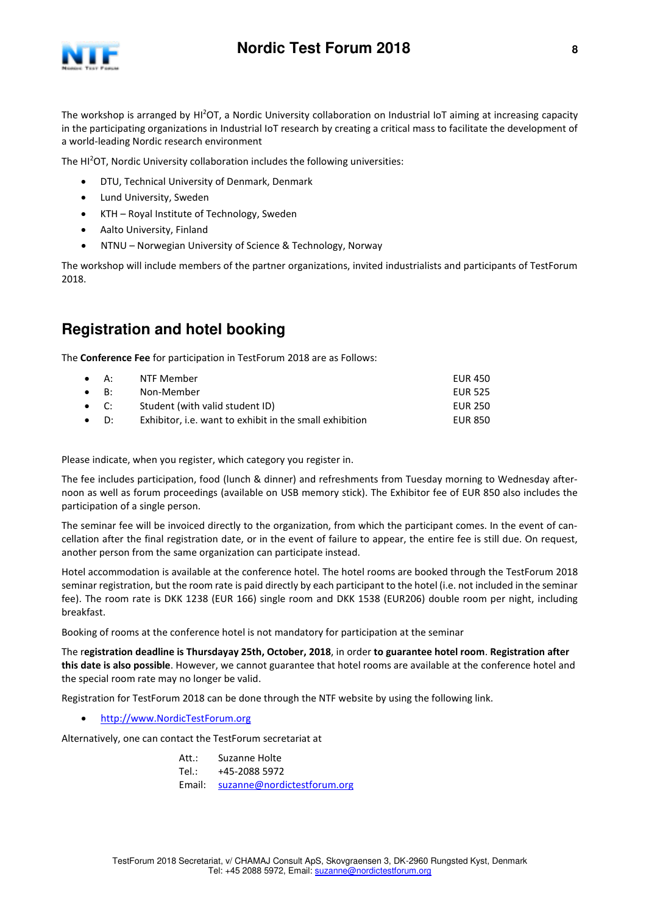The workshop is arranged by HI$^2$OT, a Nordic University collaboration on Industrial IoT aiming at increasing capacity in the participating organizations in Industrial IoT research by creating a critical mass to facilitate the development of a world-leading Nordic research environment

The HI$^2$OT, Nordic University collaboration includes the following universities:

- DTU, Technical University of Denmark, Denmark
- Lund University, Sweden
- KTH – Royal Institute of Technology, Sweden
- Aalto University, Finland
- NTNU – Norwegian University of Science & Technology, Norway

The workshop will include members of the partner organizations, invited industrialists and participants of TestForum 2018.

## Registration and hotel booking

The **Conference Fee** for participation in TestForum 2018 are as Follows:

- A: NTF Member — EUR 450
- B: Non-Member — EUR 525
- C: Student (with valid student ID) — EUR 250
- D: Exhibitor, i.e. want to exhibit in the small exhibition — EUR 850

Please indicate, when you register, which category you register in.

The fee includes participation, food (lunch & dinner) and refreshments from Tuesday morning to Wednesday afternoon as well as forum proceedings (available on USB memory stick). The Exhibitor fee of EUR 850 also includes the participation of a single person.

The seminar fee will be invoiced directly to the organization, from which the participant comes. In the event of cancellation after the final registration date, or in the event of failure to appear, the entire fee is still due. On request, another person from the same organization can participate instead.

Hotel accommodation is available at the conference hotel. The hotel rooms are booked through the TestForum 2018 seminar registration, but the room rate is paid directly by each participant to the hotel (i.e. not included in the seminar fee). The room rate is DKK 1238 (EUR 166) single room and DKK 1538 (EUR206) double room per night, including breakfast.

Booking of rooms at the conference hotel is not mandatory for participation at the seminar

The r**egistration deadline is Thursdayay 25th, October, 2018**, in order **to guarantee hotel room**. **Registration after this date is also possible**. However, we cannot guarantee that hotel rooms are available at the conference hotel and the special room rate may no longer be valid.

Registration for TestForum 2018 can be done through the NTF website by using the following link.

- http://www.NordicTestForum.org

Alternatively, one can contact the TestForum secretariat at

Att.: Suzanne Holte
Tel.: +45-2088 5972
Email: suzanne@nordictestforum.org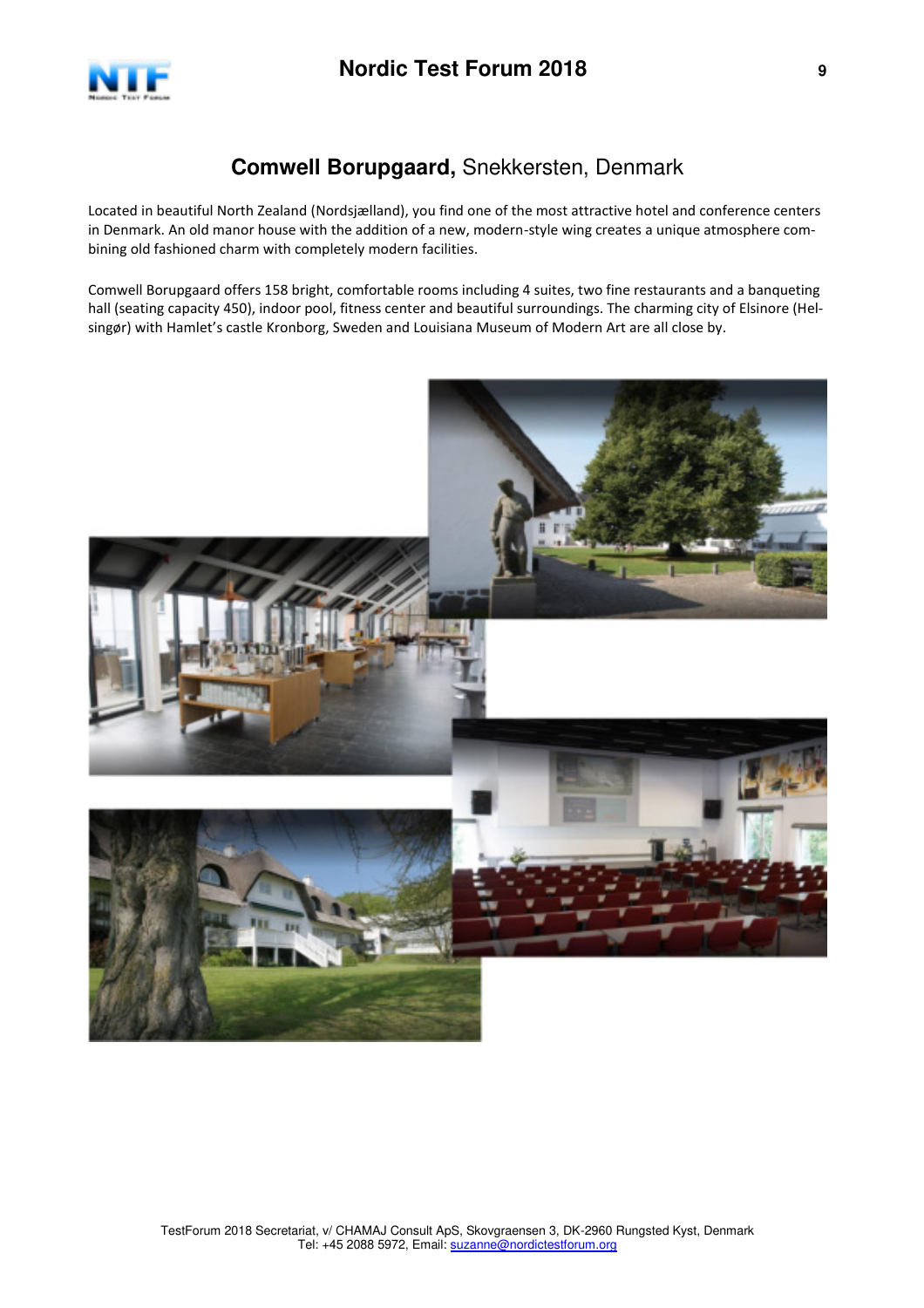## **Comwell Borupgaard,** Snekkersten, Denmark

Located in beautiful North Zealand (Nordsjælland), you find one of the most attractive hotel and conference centers in Denmark. An old manor house with the addition of a new, modern-style wing creates a unique atmosphere combining old fashioned charm with completely modern facilities.

Comwell Borupgaard offers 158 bright, comfortable rooms including 4 suites, two fine restaurants and a banqueting hall (seating capacity 450), indoor pool, fitness center and beautiful surroundings. The charming city of Elsinore (Helsingør) with Hamlet's castle Kronborg, Sweden and Louisiana Museum of Modern Art are all close by.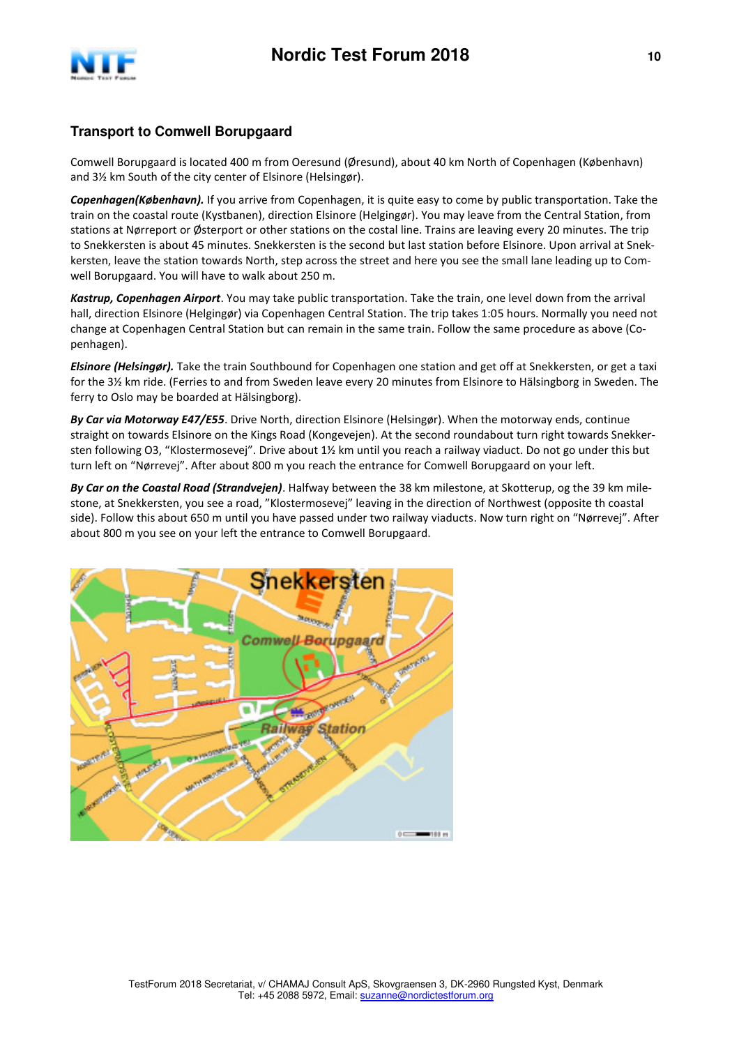## Transport to Comwell Borupgaard

Comwell Borupgaard is located 400 m from Oeresund (Øresund), about 40 km North of Copenhagen (København) and 3½ km South of the city center of Elsinore (Helsingør).

***Copenhagen(København).*** If you arrive from Copenhagen, it is quite easy to come by public transportation. Take the train on the coastal route (Kystbanen), direction Elsinore (Helgingør). You may leave from the Central Station, from stations at Nørreport or Østerport or other stations on the costal line. Trains are leaving every 20 minutes. The trip to Snekkersten is about 45 minutes. Snekkersten is the second but last station before Elsinore. Upon arrival at Snekkersten, leave the station towards North, step across the street and here you see the small lane leading up to Comwell Borupgaard. You will have to walk 250 m.

***Kastrup, Copenhagen Airport***. You may take public transportation. Take the train, one level down from the arrival hall, direction Elsinore (Helgingør) via Copenhagen Central Station. The trip takes 1:05 hours. Normally you need not change at Copenhagen Central Station but can remain in the same train. Follow the same procedure as above (Copenhagen).

***Elsinore (Helsingør).*** Take the train Southbound for Copenhagen one station and get off at Snekkersten, or get a taxi for the 3½ km ride. (Ferries to and from Sweden leave every 20 minutes from Elsinore to Hälsingborg in Sweden. The ferry to Oslo may be boarded at Hälsingborg).

***By Car via Motorway E47/E55***. Drive North, direction Elsinore (Helsingør). When the motorway ends, continue straight on towards Elsinore on the Kings Road (Kongevejen). At the second roundabout turn right towards Snekkersten following O3, "Klostermosevej". Drive about 1½ km until you reach a railway viaduct. Do not go under this but turn left on "Nørrevej". After about 800 m you reach the entrance for Comwell Borupgaard on your left.

***By Car on the Coastal Road (Strandvejen)***. Halfway between the 38 km milestone, at Skotterup, og the 39 km milestone, at Snekkersten, you see a road, "Klostermosevej" leaving in the direction of Northwest (opposite th coastal side). Follow this about 650 m until you have passed under two railway viaducts. Now turn right on "Nørrevej". After about 800 m you see on your left the entrance to Comwell Borupgaard.

TestForum 2018 Secretariat, v/ CHAMAJ Consult ApS, Skovgraensen 3, DK-2960 Rungsted Kyst, Denmark
Tel: +45 2088 5972, Email: suzanne@nordictestforum.org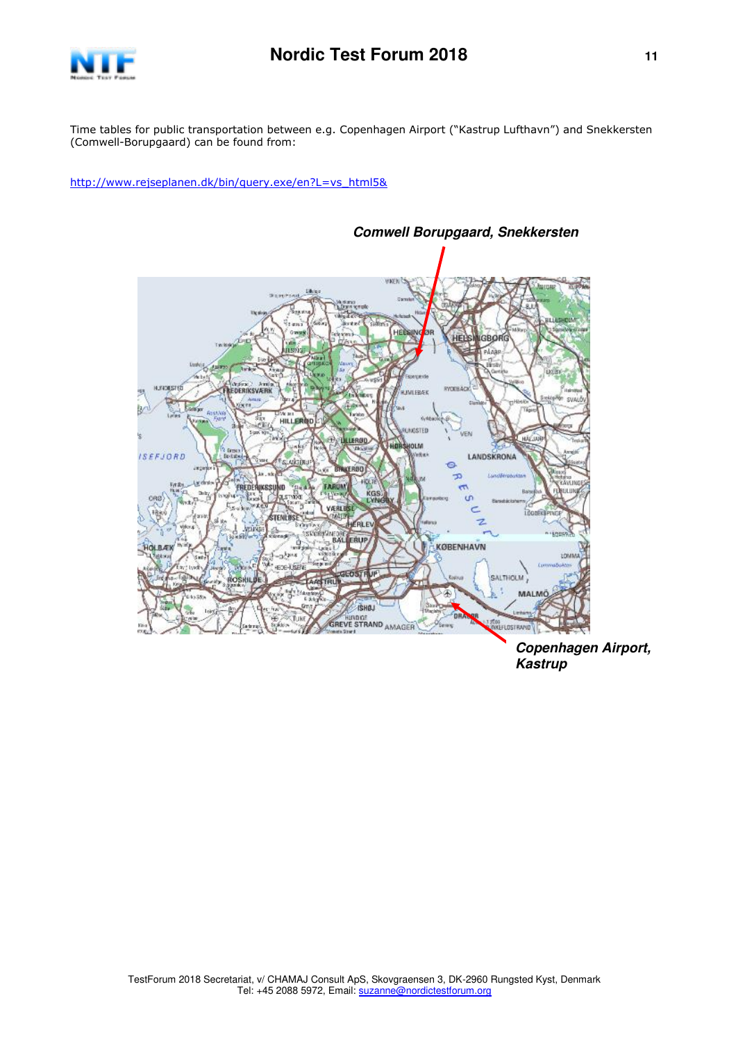Time tables for public transportation between e.g. Copenhagen Airport ("Kastrup Lufthavn") and Snekkersten (Comwell-Borupgaard) can be found from:

http://www.rejseplanen.dk/bin/query.exe/en?L=vs_html5&

***Comwell Borupgaard, Snekkersten***

***Copenhagen Airport, Kastrup***

TestForum 2018 Secretariat, v/ CHAMAJ Consult ApS, Skovgraensen 3, DK-2960 Rungsted Kyst, Denmark
Tel: +45 2088 5972, Email: suzanne@nordictestforum.org